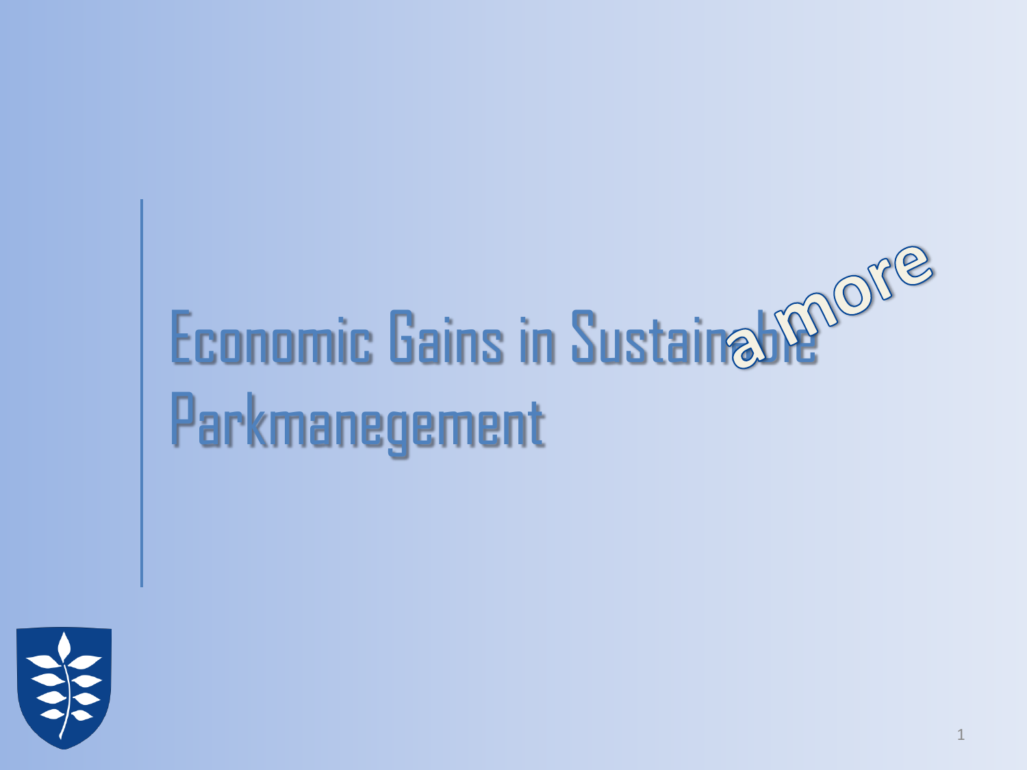# Economic Gains in Sustainable Parkmanegement

amore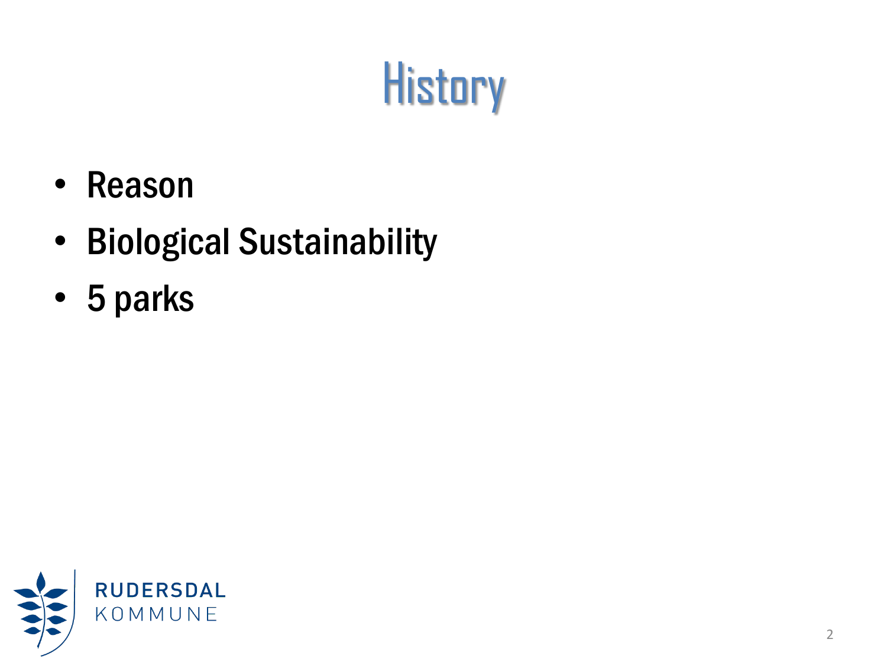# History

- Reason
- Biological Sustainability
- 5 parks

RUDERSDAL
KOMMUNE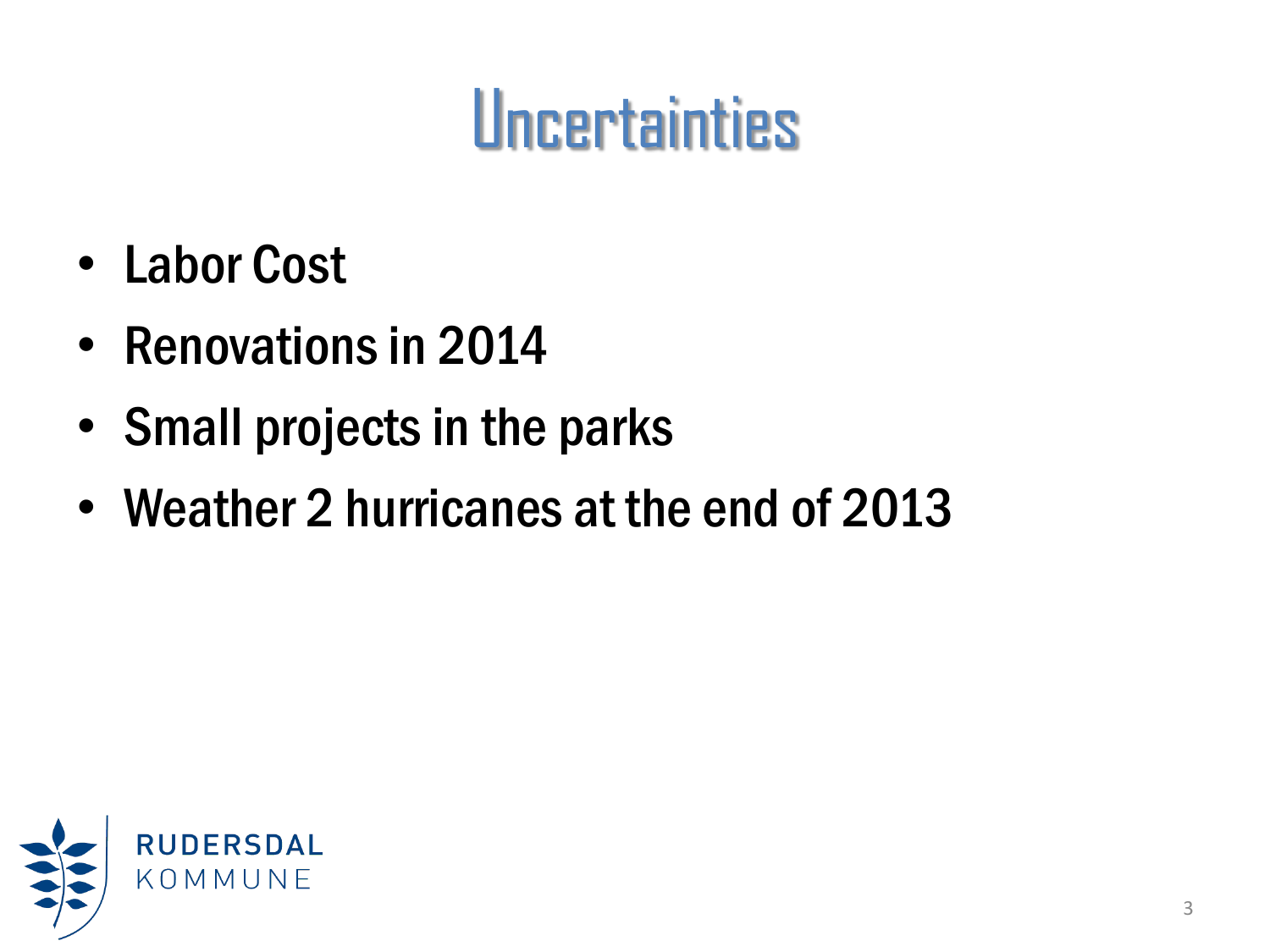# Uncertainties

- Labor Cost
- Renovations in 2014
- Small projects in the parks
- Weather 2 hurricanes at the end of 2013

RUDERSDAL KOMMUNE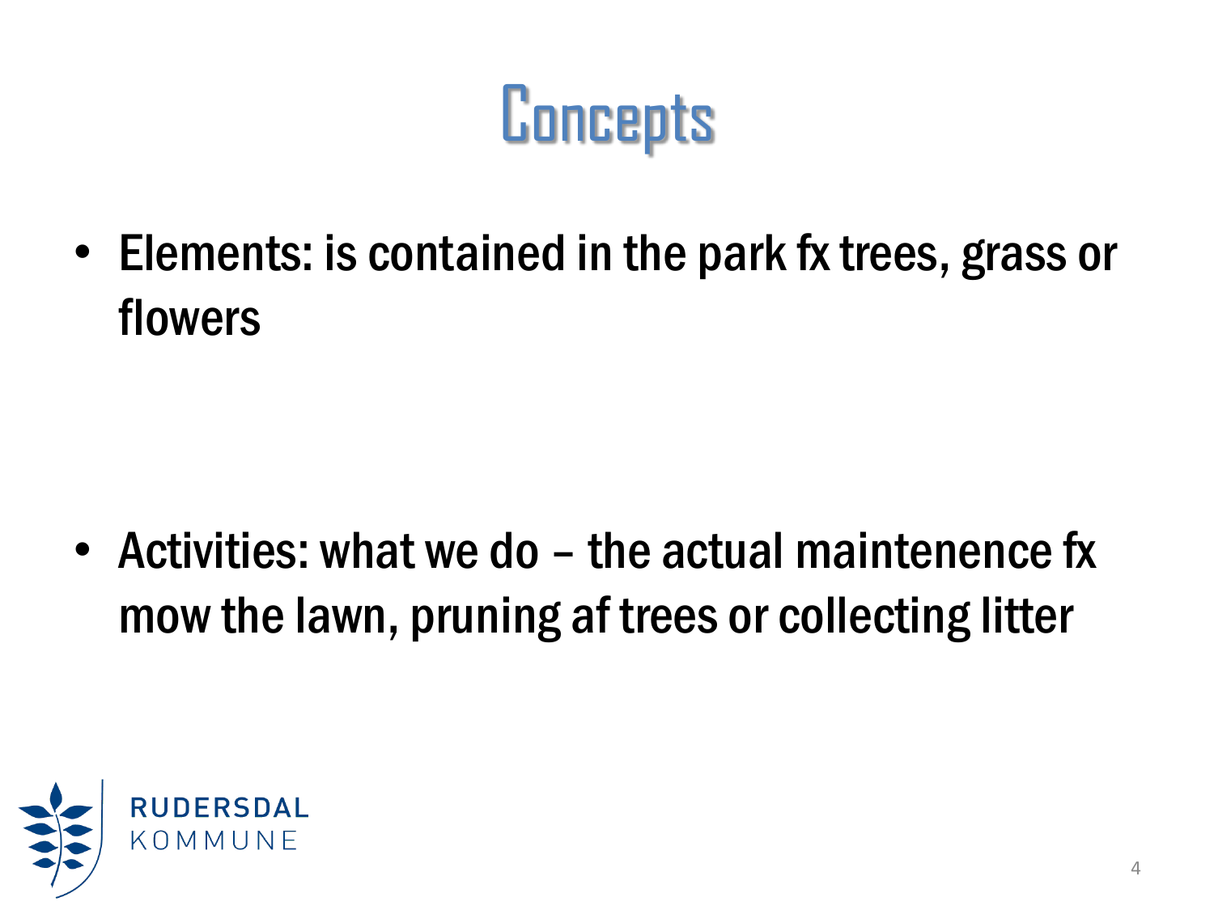# Concepts

- Elements: is contained in the park fx trees, grass or flowers

- Activities: what we do – the actual maintenence fx mow the lawn, pruning af trees or collecting litter

RUDERSDAL KOMMUNE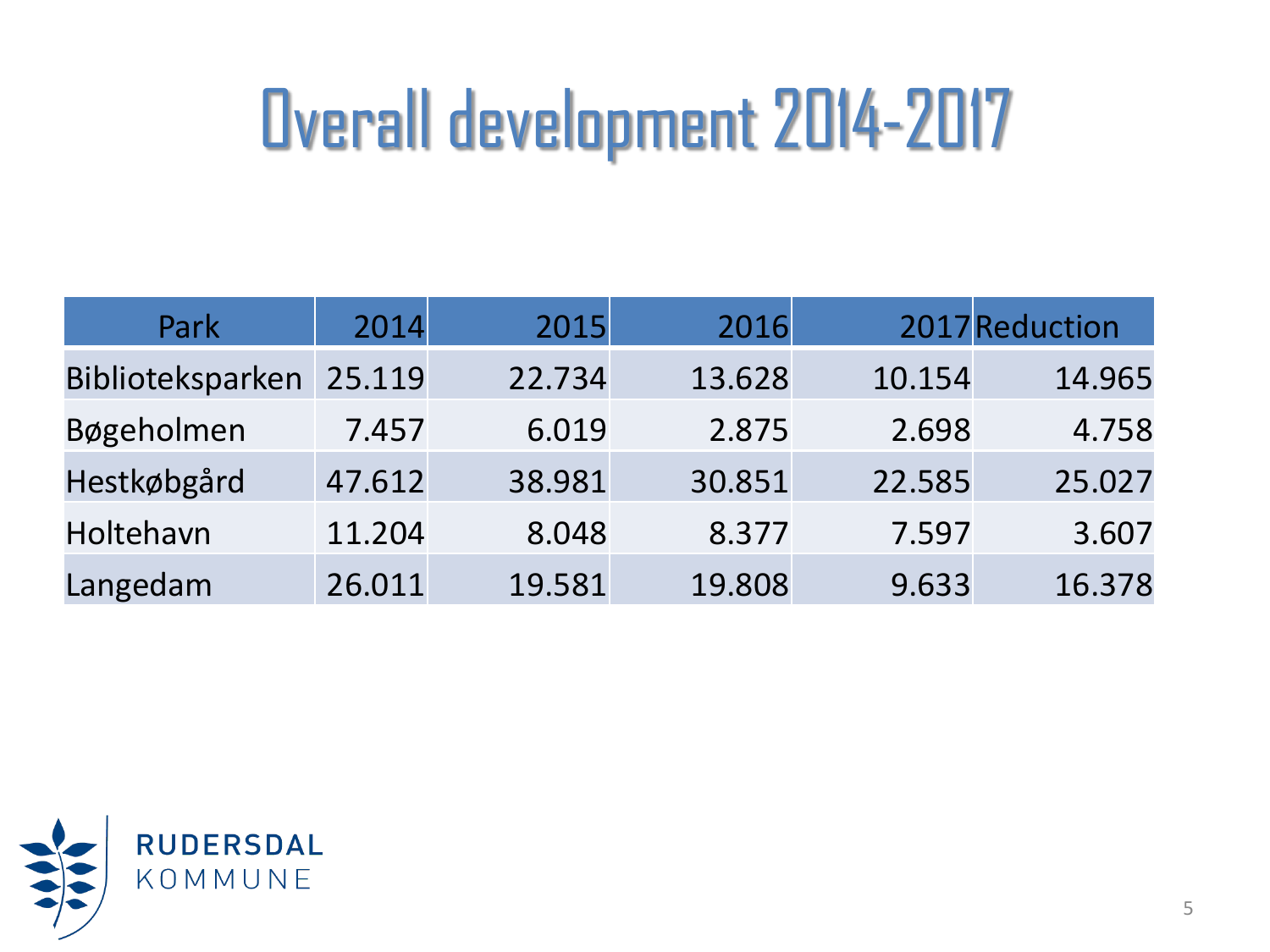# Overall development 2014-2017

| Park | 2014 | 2015 | 2016 | 2017 | Reduction |
|---|---|---|---|---|---|
| Biblioteksparken | 25.119 | 22.734 | 13.628 | 10.154 | 14.965 |
| Bøgeholmen | 7.457 | 6.019 | 2.875 | 2.698 | 4.758 |
| Hestkøbgård | 47.612 | 38.981 | 30.851 | 22.585 | 25.027 |
| Holtehavn | 11.204 | 8.048 | 8.377 | 7.597 | 3.607 |
| Langedam | 26.011 | 19.581 | 19.808 | 9.633 | 16.378 |

RUDERSDAL KOMMUNE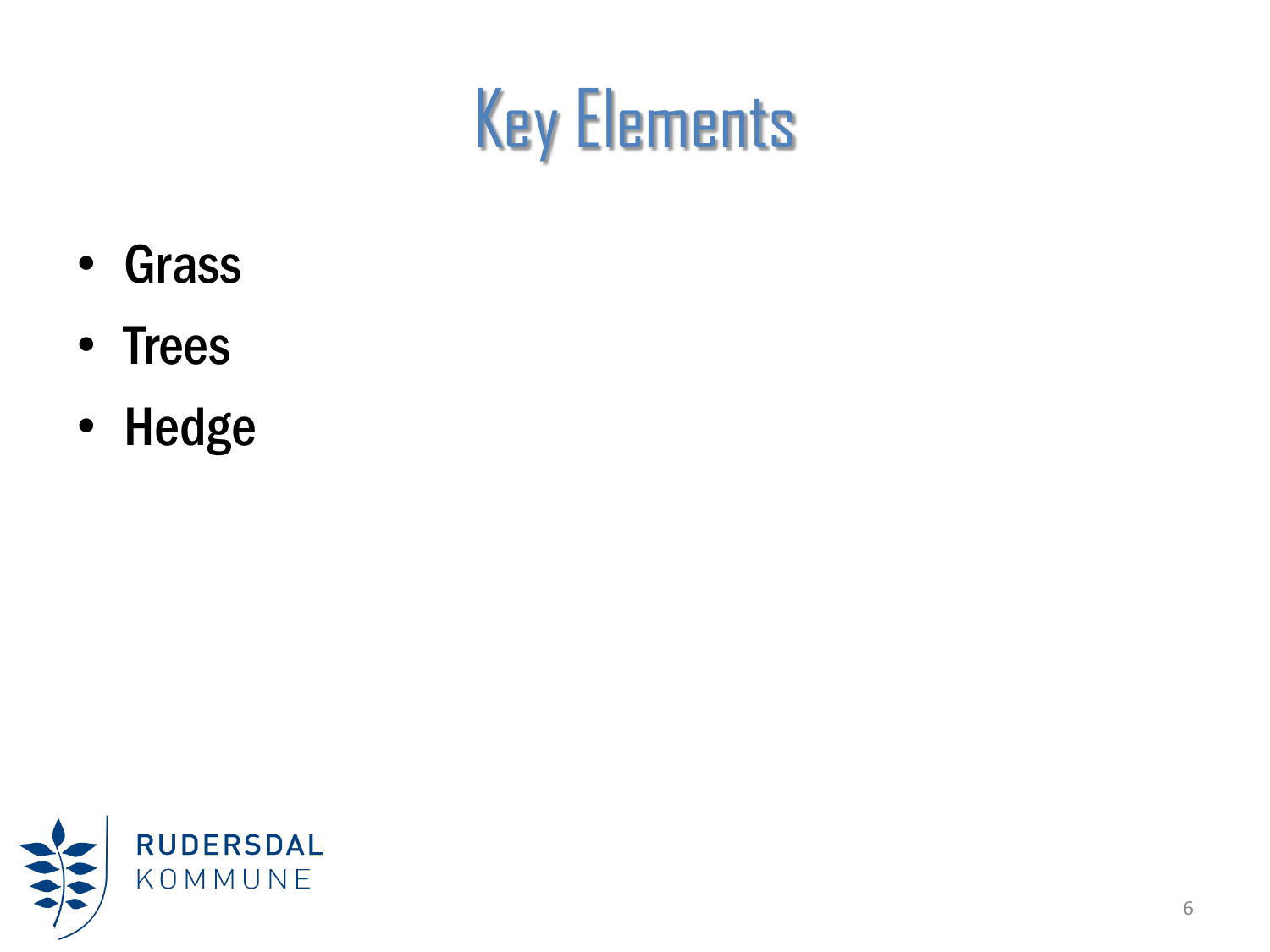# Key Elements

- Grass
- Trees
- Hedge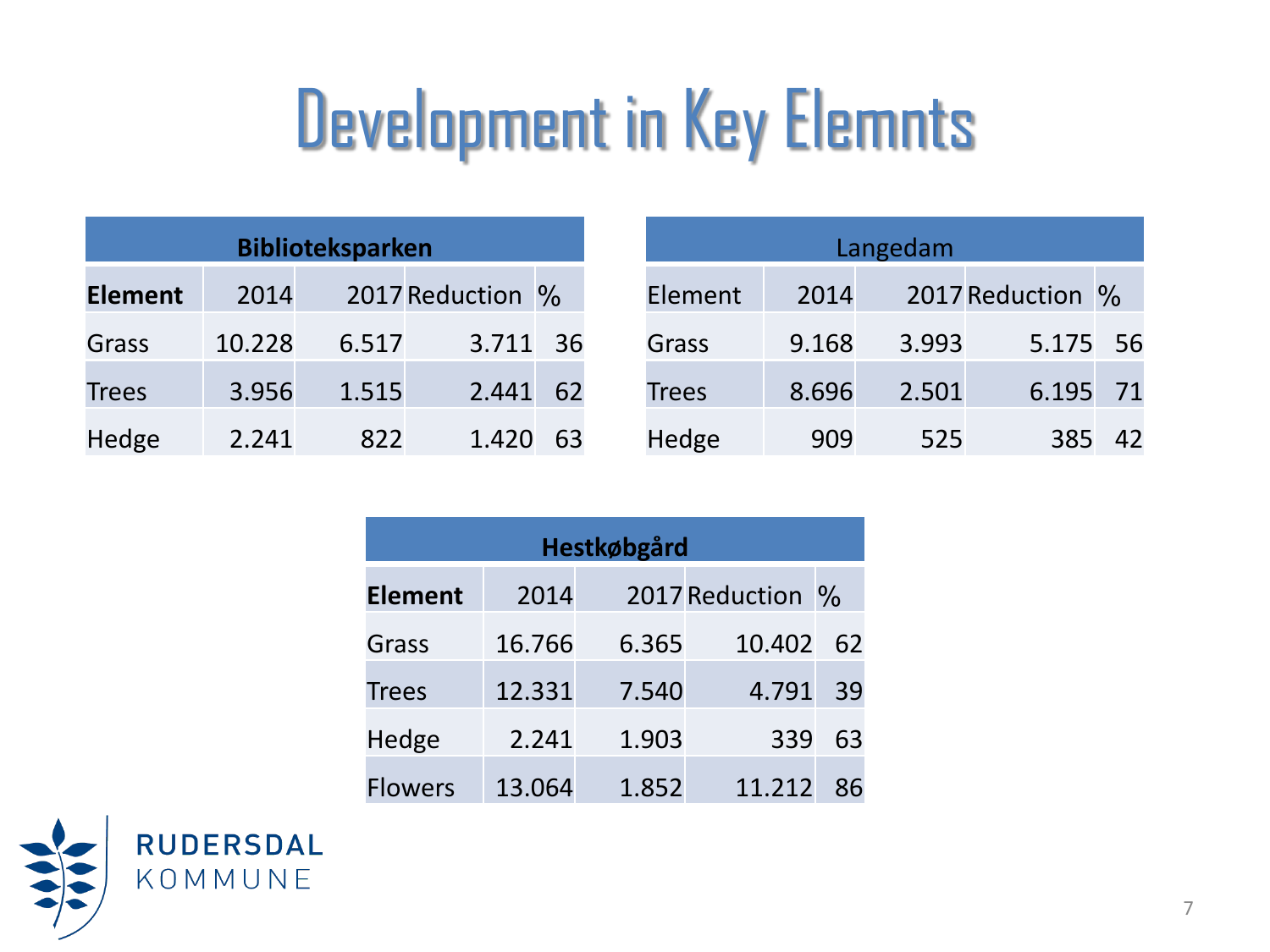# Development in Key Elemnts

| Biblioteksparken | | | | |
|---|---|---|---|---|
| **Element** | 2014 | 2017 | Reduction | % |
| Grass | 10.228 | 6.517 | 3.711 | 36 |
| Trees | 3.956 | 1.515 | 2.441 | 62 |
| Hedge | 2.241 | 822 | 1.420 | 63 |

| Langedam | | | | |
|---|---|---|---|---|
| Element | 2014 | 2017 | Reduction | % |
| Grass | 9.168 | 3.993 | 5.175 | 56 |
| Trees | 8.696 | 2.501 | 6.195 | 71 |
| Hedge | 909 | 525 | 385 | 42 |

| Hestkøbgård | | | | |
|---|---|---|---|---|
| **Element** | 2014 | 2017 | Reduction | % |
| Grass | 16.766 | 6.365 | 10.402 | 62 |
| Trees | 12.331 | 7.540 | 4.791 | 39 |
| Hedge | 2.241 | 1.903 | 339 | 63 |
| Flowers | 13.064 | 1.852 | 11.212 | 86 |

RUDERSDAL KOMMUNE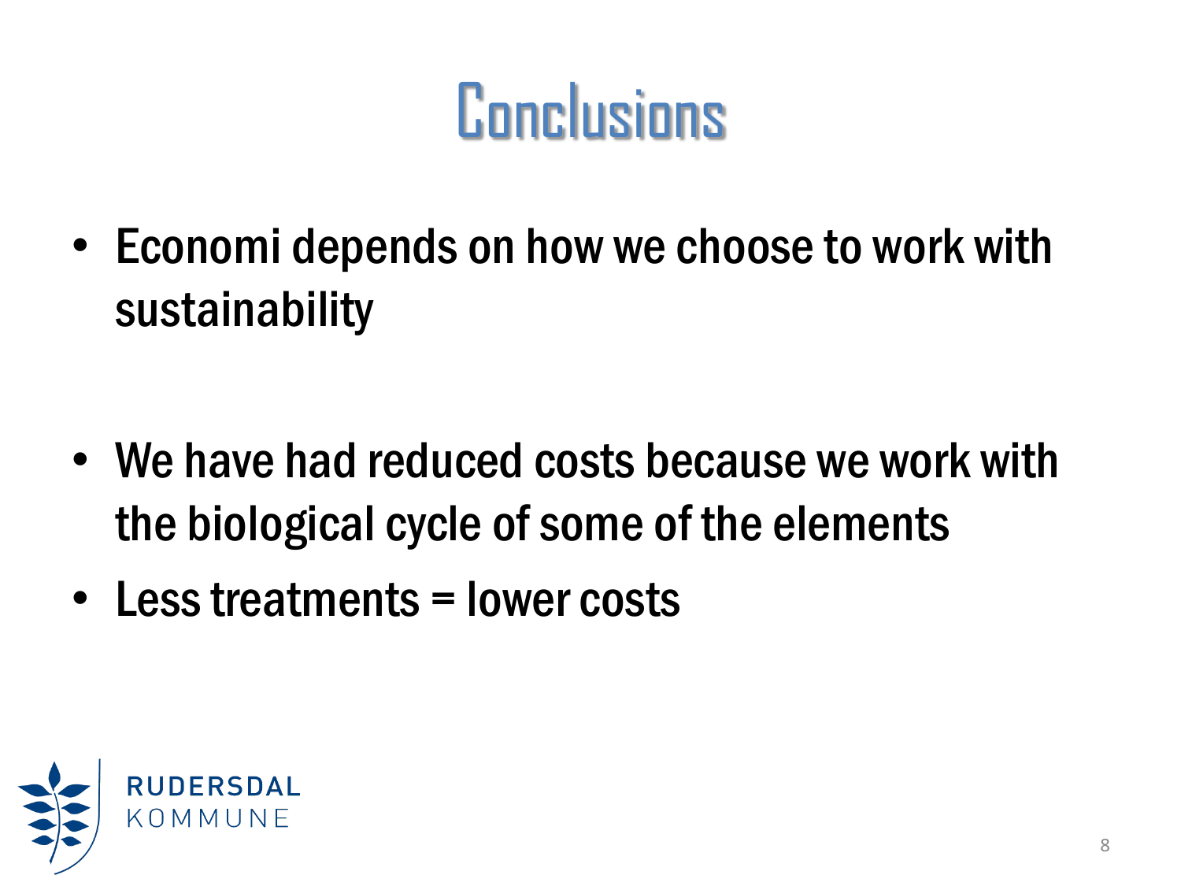# Conclusions

- Economi depends on how we choose to work with sustainability

- We have had reduced costs because we work with the biological cycle of some of the elements
- Less treatments = lower costs

RUDERSDAL KOMMUNE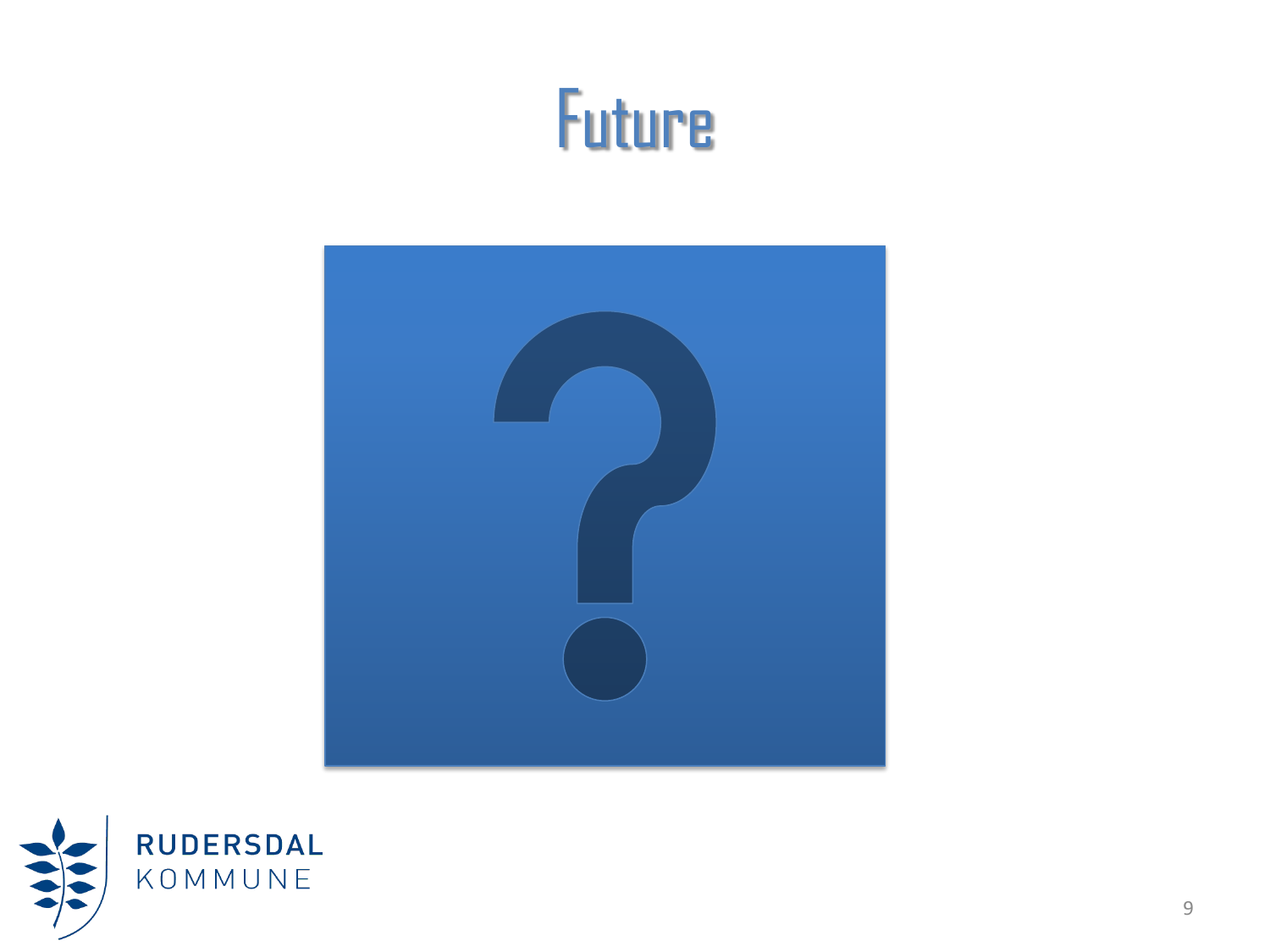# Future

RUDERSDAL
KOMMUNE